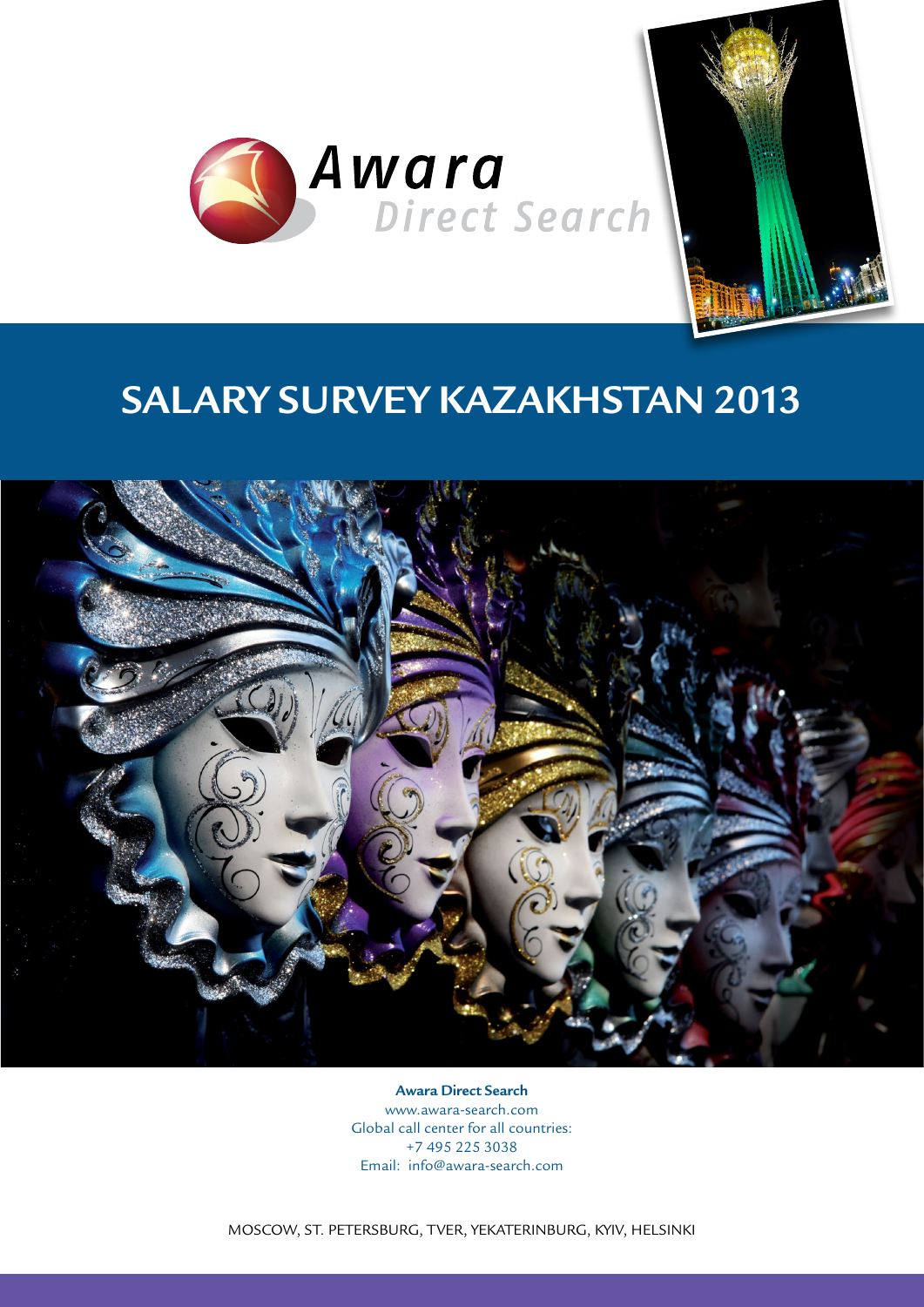Awara Direct Search

# SALARY SURVEY KAZAKHSTAN 2013

**Awara Direct Search**
www.awara-search.com
Global call center for all countries:
+7 495 225 3038
Email: info@awara-search.com

MOSCOW, ST. PETERSBURG, TVER, YEKATERINBURG, KYIV, HELSINKI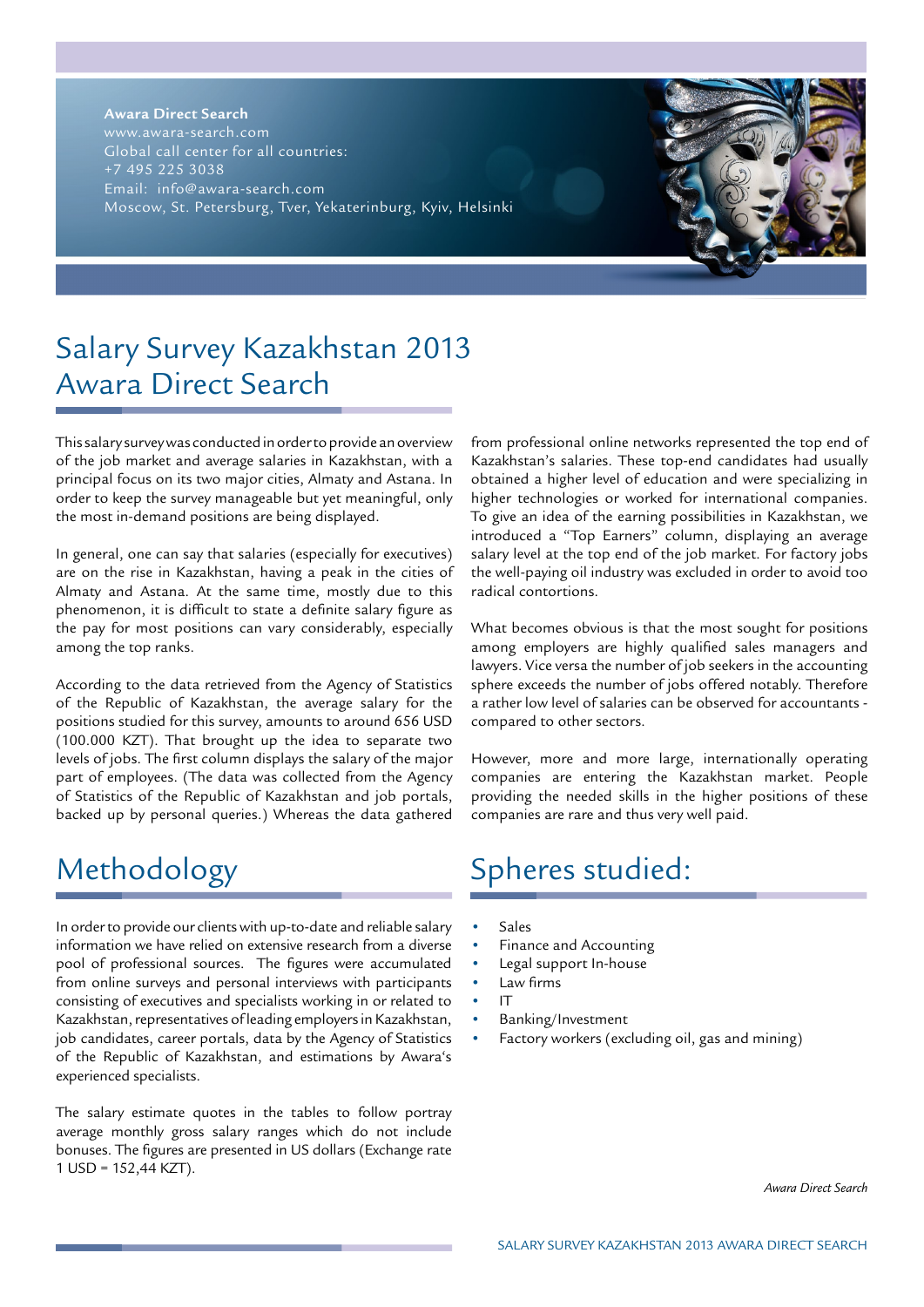**Awara Direct Search**
www.awara-search.com
Global call center for all countries:
+7 495 225 3038
Email: info@awara-search.com
Moscow, St. Petersburg, Tver, Yekaterinburg, Kyiv, Helsinki

# Salary Survey Kazakhstan 2013 Awara Direct Search

This salary survey was conducted in order to provide an overview of the job market and average salaries in Kazakhstan, with a principal focus on its two major cities, Almaty and Astana. In order to keep the survey manageable but yet meaningful, only the most in-demand positions are being displayed.

In general, one can say that salaries (especially for executives) are on the rise in Kazakhstan, having a peak in the cities of Almaty and Astana. At the same time, mostly due to this phenomenon, it is difficult to state a definite salary figure as the pay for most positions can vary considerably, especially among the top ranks.

According to the data retrieved from the Agency of Statistics of the Republic of Kazakhstan, the average salary for the positions studied for this survey, amounts to around 656 USD (100.000 KZT). That brought up the idea to separate two levels of jobs. The first column displays the salary of the major part of employees. (The data was collected from the Agency of Statistics of the Republic of Kazakhstan and job portals, backed up by personal queries.) Whereas the data gathered from professional online networks represented the top end of Kazakhstan's salaries. These top-end candidates had usually obtained a higher level of education and were specializing in higher technologies or worked for international companies. To give an idea of the earning possibilities in Kazakhstan, we introduced a "Top Earners" column, displaying an average salary level at the top end of the job market. For factory jobs the well-paying oil industry was excluded in order to avoid too radical contortions.

What becomes obvious is that the most sought for positions among employers are highly qualified sales managers and lawyers. Vice versa the number of job seekers in the accounting sphere exceeds the number of jobs offered notably. Therefore a rather low level of salaries can be observed for accountants - compared to other sectors.

However, more and more large, internationally operating companies are entering the Kazakhstan market. People providing the needed skills in the higher positions of these companies are rare and thus very well paid.

## Methodology

In order to provide our clients with up-to-date and reliable salary information we have relied on extensive research from a diverse pool of professional sources. The figures were accumulated from online surveys and personal interviews with participants consisting of executives and specialists working in or related to Kazakhstan, representatives of leading employers in Kazakhstan, job candidates, career portals, data by the Agency of Statistics of the Republic of Kazakhstan, and estimations by Awara's experienced specialists.

The salary estimate quotes in the tables to follow portray average monthly gross salary ranges which do not include bonuses. The figures are presented in US dollars (Exchange rate 1 USD = 152,44 KZT).

## Spheres studied:

- Sales
- Finance and Accounting
- Legal support In-house
- Law firms
- IT
- Banking/Investment
- Factory workers (excluding oil, gas and mining)

*Awara Direct Search*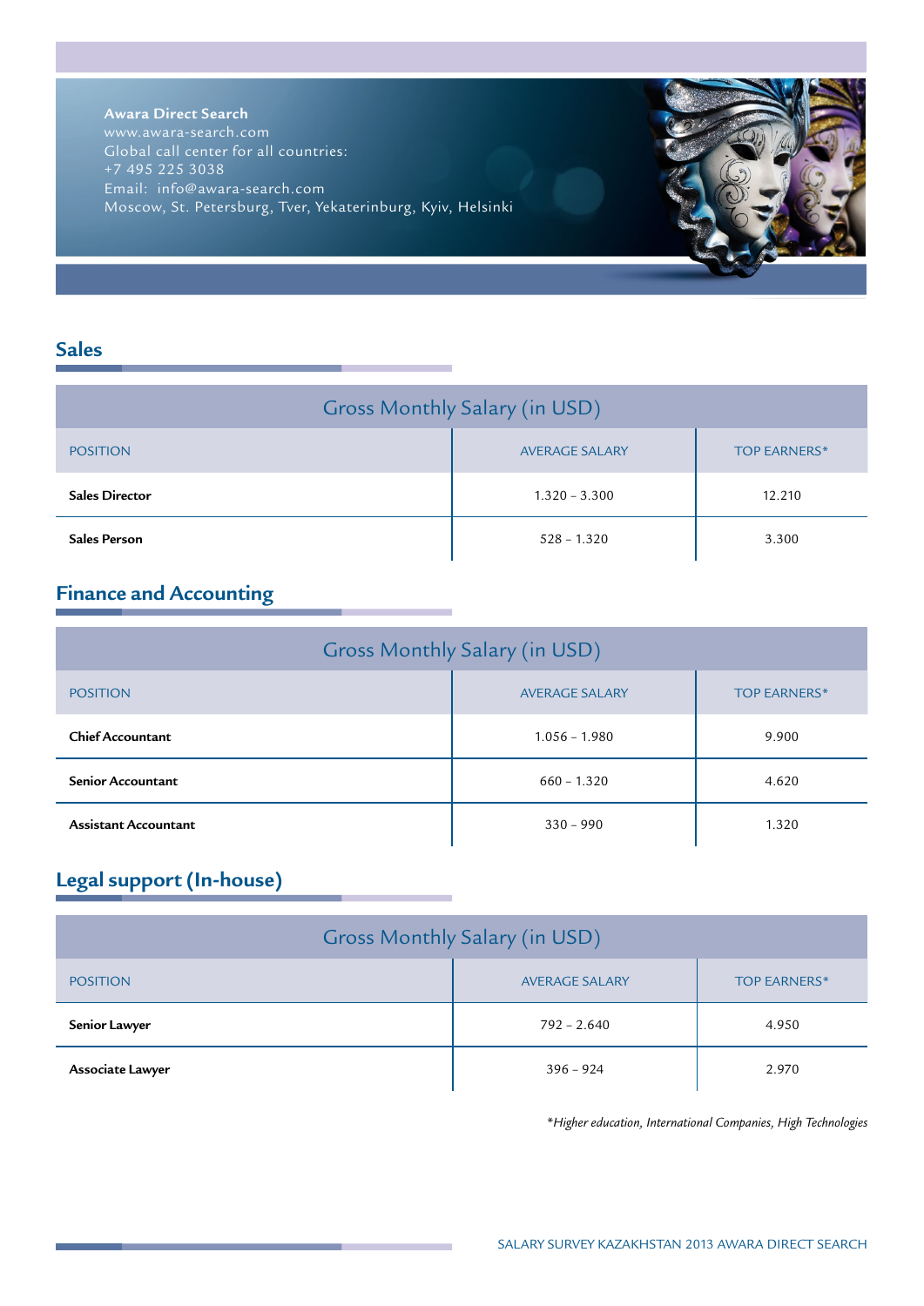**Awara Direct Search**
www.awara-search.com
Global call center for all countries:
+7 495 225 3038
Email: info@awara-search.com
Moscow, St. Petersburg, Tver, Yekaterinburg, Kyiv, Helsinki

## Sales

| Gross Monthly Salary (in USD) | | |
|---|---|---|
| POSITION | AVERAGE SALARY | TOP EARNERS* |
| **Sales Director** | 1.320 – 3.300 | 12.210 |
| **Sales Person** | 528 – 1.320 | 3.300 |

## Finance and Accounting

| Gross Monthly Salary (in USD) | | |
|---|---|---|
| POSITION | AVERAGE SALARY | TOP EARNERS* |
| **Chief Accountant** | 1.056 – 1.980 | 9.900 |
| **Senior Accountant** | 660 – 1.320 | 4.620 |
| **Assistant Accountant** | 330 – 990 | 1.320 |

## Legal support (In-house)

| Gross Monthly Salary (in USD) | | |
|---|---|---|
| POSITION | AVERAGE SALARY | TOP EARNERS* |
| **Senior Lawyer** | 792 – 2.640 | 4.950 |
| **Associate Lawyer** | 396 – 924 | 2.970 |

*\*Higher education, International Companies, High Technologies*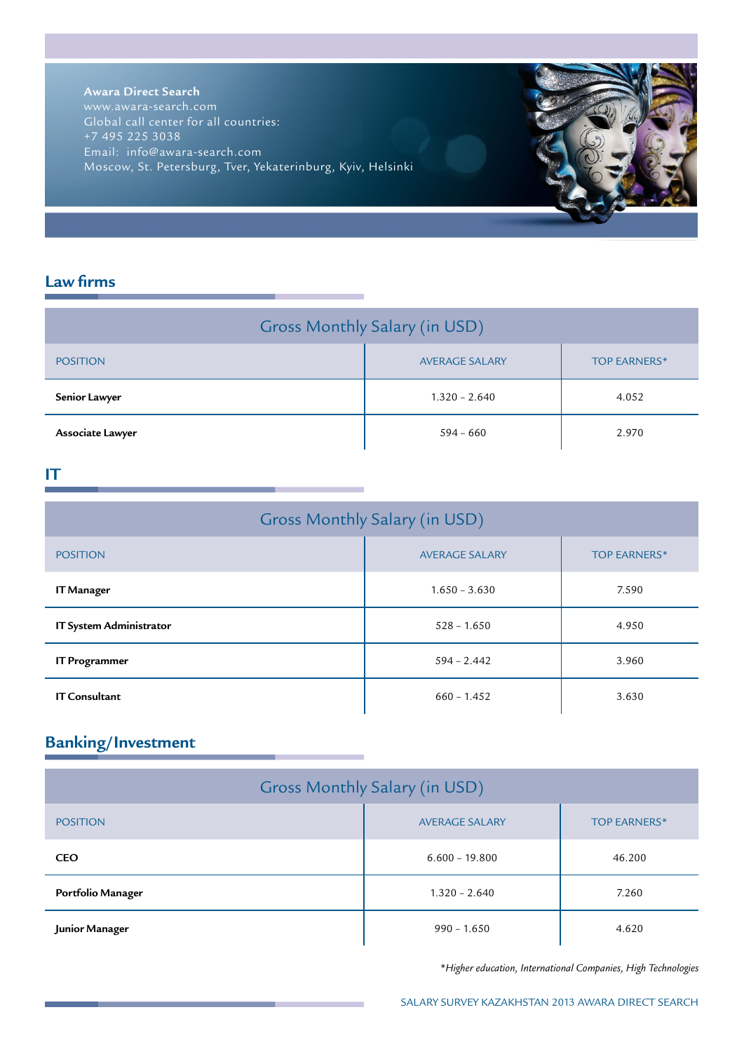**Awara Direct Search**
www.awara-search.com
Global call center for all countries:
+7 495 225 3038
Email: info@awara-search.com
Moscow, St. Petersburg, Tver, Yekaterinburg, Kyiv, Helsinki

## Law firms

| Gross Monthly Salary (in USD) | | |
|---|---|---|
| POSITION | AVERAGE SALARY | TOP EARNERS* |
| **Senior Lawyer** | 1.320 – 2.640 | 4.052 |
| **Associate Lawyer** | 594 – 660 | 2.970 |

## IT

| Gross Monthly Salary (in USD) | | |
|---|---|---|
| POSITION | AVERAGE SALARY | TOP EARNERS* |
| **IT Manager** | 1.650 – 3.630 | 7.590 |
| **IT System Administrator** | 528 – 1.650 | 4.950 |
| **IT Programmer** | 594 – 2.442 | 3.960 |
| **IT Consultant** | 660 – 1.452 | 3.630 |

## Banking/Investment

| Gross Monthly Salary (in USD) | | |
|---|---|---|
| POSITION | AVERAGE SALARY | TOP EARNERS* |
| **CEO** | 6.600 – 19.800 | 46.200 |
| **Portfolio Manager** | 1.320 – 2.640 | 7.260 |
| **Junior Manager** | 990 – 1.650 | 4.620 |

*\*Higher education, International Companies, High Technologies*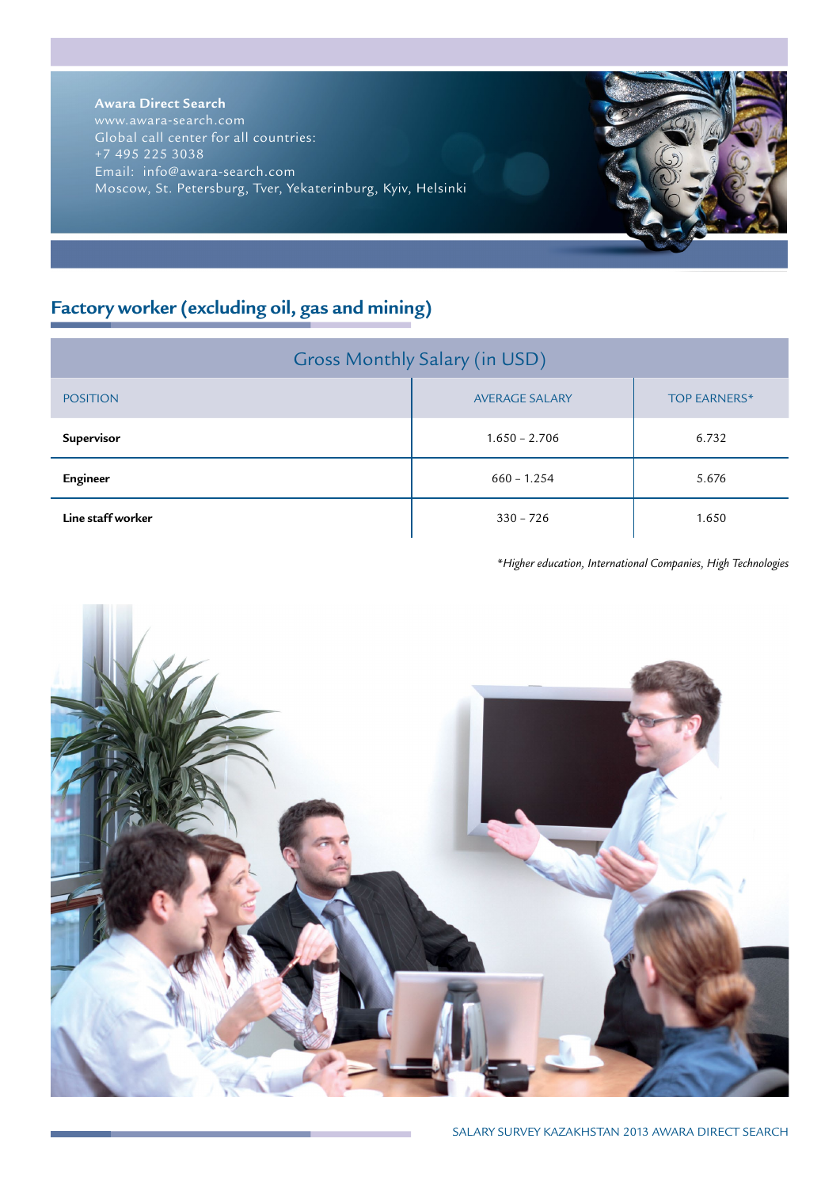**Awara Direct Search**
www.awara-search.com
Global call center for all countries:
+7 495 225 3038
Email: info@awara-search.com
Moscow, St. Petersburg, Tver, Yekaterinburg, Kyiv, Helsinki

## Factory worker (excluding oil, gas and mining)

| Gross Monthly Salary (in USD) | | |
|---|---|---|
| POSITION | AVERAGE SALARY | TOP EARNERS* |
| **Supervisor** | 1.650 – 2.706 | 6.732 |
| **Engineer** | 660 – 1.254 | 5.676 |
| **Line staff worker** | 330 – 726 | 1.650 |

*\*Higher education, International Companies, High Technologies*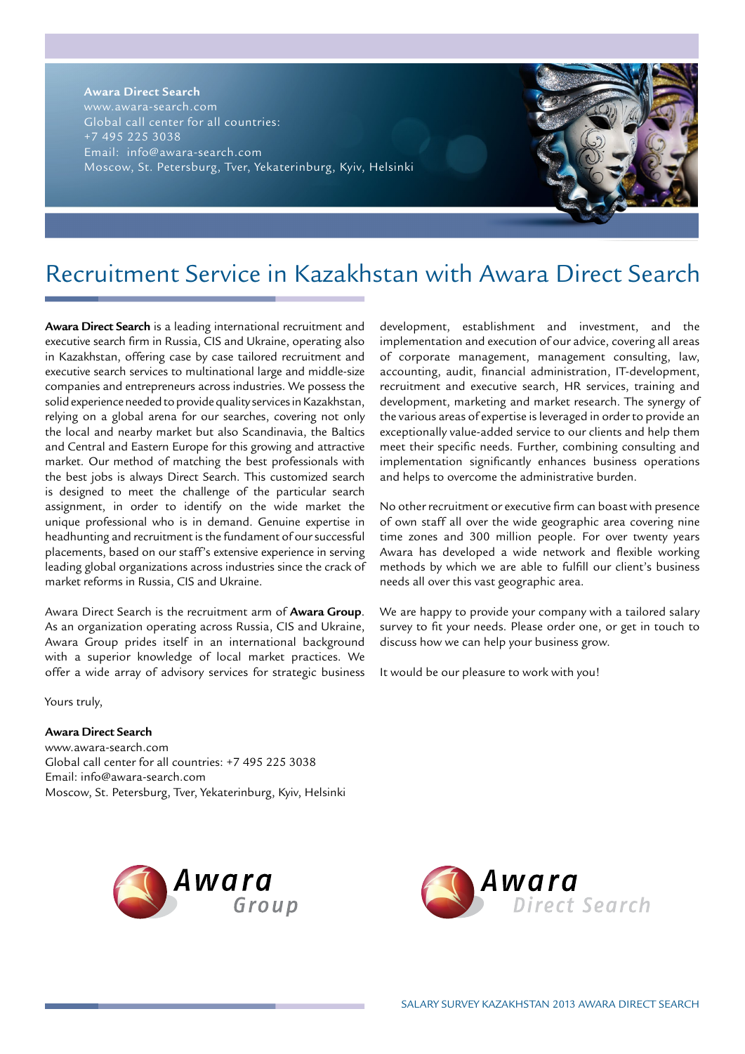**Awara Direct Search**
www.awara-search.com
Global call center for all countries:
+7 495 225 3038
Email: info@awara-search.com
Moscow, St. Petersburg, Tver, Yekaterinburg, Kyiv, Helsinki

# Recruitment Service in Kazakhstan with Awara Direct Search

**Awara Direct Search** is a leading international recruitment and executive search firm in Russia, CIS and Ukraine, operating also in Kazakhstan, offering case by case tailored recruitment and executive search services to multinational large and middle-size companies and entrepreneurs across industries. We possess the solid experience needed to provide quality services in Kazakhstan, relying on a global arena for our searches, covering not only the local and nearby market but also Scandinavia, the Baltics and Central and Eastern Europe for this growing and attractive market. Our method of matching the best professionals with the best jobs is always Direct Search. This customized search is designed to meet the challenge of the particular search assignment, in order to identify on the wide market the unique professional who is in demand. Genuine expertise in headhunting and recruitment is the fundament of our successful placements, based on our staff's extensive experience in serving leading global organizations across industries since the crack of market reforms in Russia, CIS and Ukraine.

Awara Direct Search is the recruitment arm of **Awara Group**. As an organization operating across Russia, CIS and Ukraine, Awara Group prides itself in an international background with a superior knowledge of local market practices. We offer a wide array of advisory services for strategic business development, establishment and investment, and the implementation and execution of our advice, covering all areas of corporate management, management consulting, law, accounting, audit, financial administration, IT-development, recruitment and executive search, HR services, training and development, marketing and market research. The synergy of the various areas of expertise is leveraged in order to provide an exceptionally value-added service to our clients and help them meet their specific needs. Further, combining consulting and implementation significantly enhances business operations and helps to overcome the administrative burden.

No other recruitment or executive firm can boast with presence of own staff all over the wide geographic area covering nine time zones and 300 million people. For over twenty years Awara has developed a wide network and flexible working methods by which we are able to fulfill our client's business needs all over this vast geographic area.

We are happy to provide your company with a tailored salary survey to fit your needs. Please order one, or get in touch to discuss how we can help your business grow.

It would be our pleasure to work with you!

Yours truly,

**Awara Direct Search**
www.awara-search.com
Global call center for all countries: +7 495 225 3038
Email: info@awara-search.com
Moscow, St. Petersburg, Tver, Yekaterinburg, Kyiv, Helsinki

Awara Group

Awara Direct Search